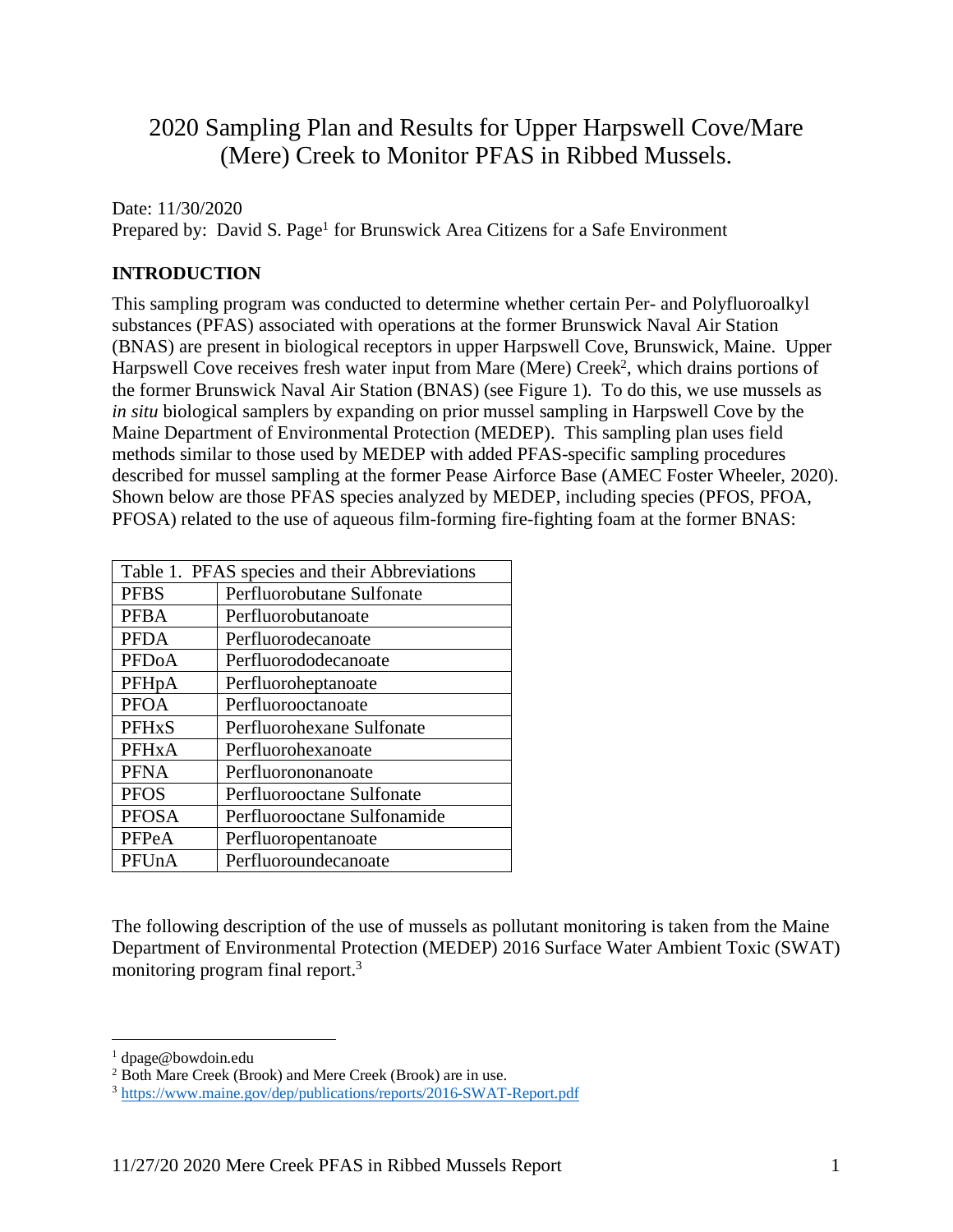# 2020 Sampling Plan and Results for Upper Harpswell Cove/Mare (Mere) Creek to Monitor PFAS in Ribbed Mussels.

Date: 11/30/2020

Prepared by: David S. Page[1] for Brunswick Area Citizens for a Safe Environment

## INTRODUCTION

This sampling program was conducted to determine whether certain Per- and Polyfluoroalkyl substances (PFAS) associated with operations at the former Brunswick Naval Air Station (BNAS) are present in biological receptors in upper Harpswell Cove, Brunswick, Maine. Upper Harpswell Cove receives fresh water input from Mare (Mere) Creek[2], which drains portions of the former Brunswick Naval Air Station (BNAS) (see Figure 1). To do this, we use mussels as *in situ* biological samplers by expanding on prior mussel sampling in Harpswell Cove by the Maine Department of Environmental Protection (MEDEP). This sampling plan uses field methods similar to those used by MEDEP with added PFAS-specific sampling procedures described for mussel sampling at the former Pease Airforce Base (AMEC Foster Wheeler, 2020). Shown below are those PFAS species analyzed by MEDEP, including species (PFOS, PFOA, PFOSA) related to the use of aqueous film-forming fire-fighting foam at the former BNAS:

| Table 1. PFAS species and their Abbreviations | |
|---|---|
| PFBS | Perfluorobutane Sulfonate |
| PFBA | Perfluorobutanoate |
| PFDA | Perfluorodecanoate |
| PFDoA | Perfluorododecanoate |
| PFHpA | Perfluoroheptanoate |
| PFOA | Perfluorooctanoate |
| PFHxS | Perfluorohexane Sulfonate |
| PFHxA | Perfluorohexanoate |
| PFNA | Perfluorononanoate |
| PFOS | Perfluorooctane Sulfonate |
| PFOSA | Perfluorooctane Sulfonamide |
| PFPeA | Perfluoropentanoate |
| PFUnA | Perfluoroundecanoate |

The following description of the use of mussels as pollutant monitoring is taken from the Maine Department of Environmental Protection (MEDEP) 2016 Surface Water Ambient Toxic (SWAT) monitoring program final report.[3]

---

[1] dpage@bowdoin.edu

[2] Both Mare Creek (Brook) and Mere Creek (Brook) are in use.

[3] https://www.maine.gov/dep/publications/reports/2016-SWAT-Report.pdf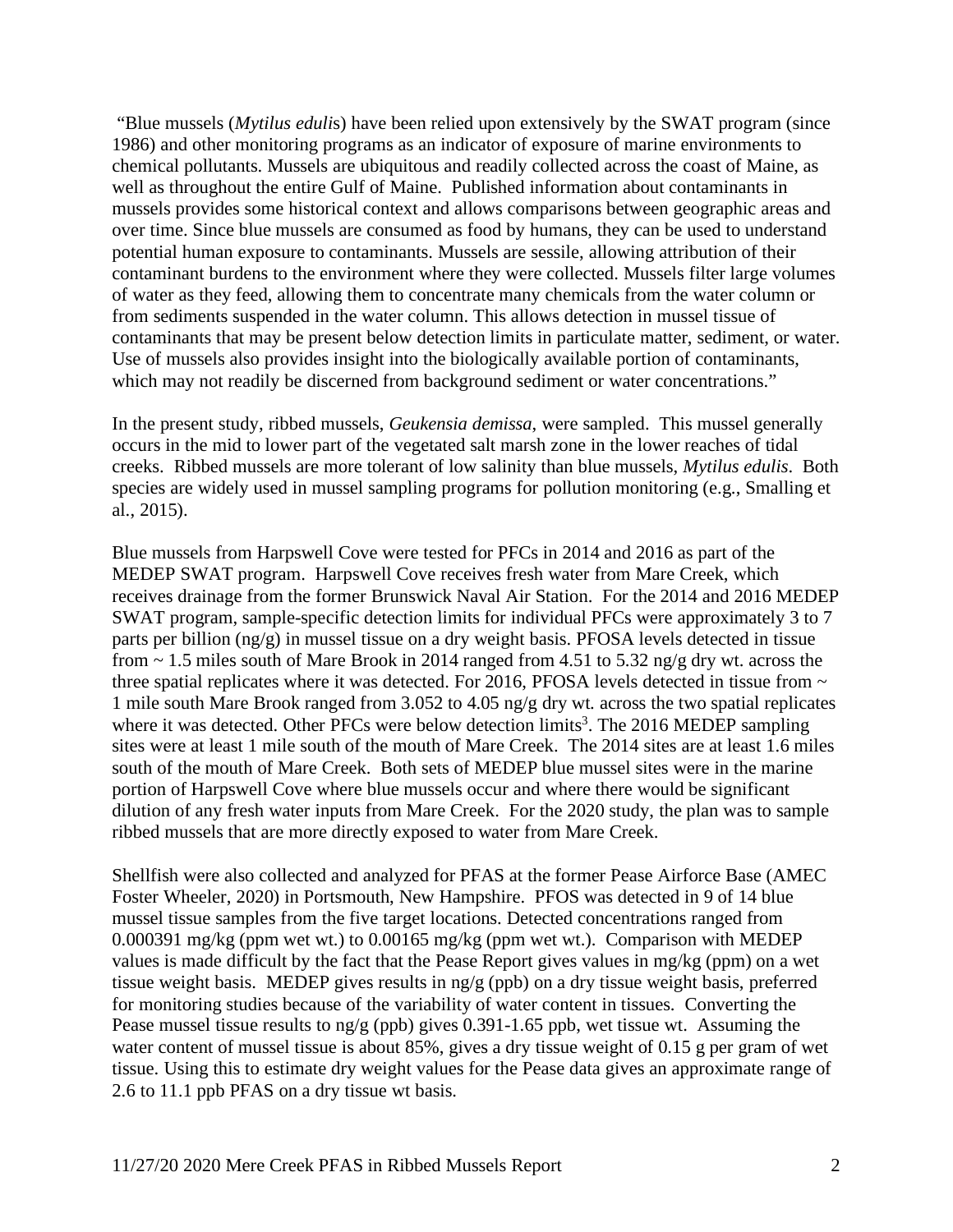"Blue mussels (*Mytilus edulis*) have been relied upon extensively by the SWAT program (since 1986) and other monitoring programs as an indicator of exposure of marine environments to chemical pollutants. Mussels are ubiquitous and readily collected across the coast of Maine, as well as throughout the entire Gulf of Maine. Published information about contaminants in mussels provides some historical context and allows comparisons between geographic areas and over time. Since blue mussels are consumed as food by humans, they can be used to understand potential human exposure to contaminants. Mussels are sessile, allowing attribution of their contaminant burdens to the environment where they were collected. Mussels filter large volumes of water as they feed, allowing them to concentrate many chemicals from the water column or from sediments suspended in the water column. This allows detection in mussel tissue of contaminants that may be present below detection limits in particulate matter, sediment, or water. Use of mussels also provides insight into the biologically available portion of contaminants, which may not readily be discerned from background sediment or water concentrations."

In the present study, ribbed mussels, *Geukensia demissa*, were sampled. This mussel generally occurs in the mid to lower part of the vegetated salt marsh zone in the lower reaches of tidal creeks. Ribbed mussels are more tolerant of low salinity than blue mussels, *Mytilus edulis*. Both species are widely used in mussel sampling programs for pollution monitoring (e.g., Smalling et al., 2015).

Blue mussels from Harpswell Cove were tested for PFCs in 2014 and 2016 as part of the MEDEP SWAT program. Harpswell Cove receives fresh water from Mare Creek, which receives drainage from the former Brunswick Naval Air Station. For the 2014 and 2016 MEDEP SWAT program, sample-specific detection limits for individual PFCs were approximately 3 to 7 parts per billion (ng/g) in mussel tissue on a dry weight basis. PFOSA levels detected in tissue from ~ 1.5 miles south of Mare Brook in 2014 ranged from 4.51 to 5.32 ng/g dry wt. across the three spatial replicates where it was detected. For 2016, PFOSA levels detected in tissue from ~ 1 mile south Mare Brook ranged from 3.052 to 4.05 ng/g dry wt. across the two spatial replicates where it was detected. Other PFCs were below detection limits[3]. The 2016 MEDEP sampling sites were at least 1 mile south of the mouth of Mare Creek. The 2014 sites are at least 1.6 miles south of the mouth of Mare Creek. Both sets of MEDEP blue mussel sites were in the marine portion of Harpswell Cove where blue mussels occur and where there would be significant dilution of any fresh water inputs from Mare Creek. For the 2020 study, the plan was to sample ribbed mussels that are more directly exposed to water from Mare Creek.

Shellfish were also collected and analyzed for PFAS at the former Pease Airforce Base (AMEC Foster Wheeler, 2020) in Portsmouth, New Hampshire. PFOS was detected in 9 of 14 blue mussel tissue samples from the five target locations. Detected concentrations ranged from 0.000391 mg/kg (ppm wet wt.) to 0.00165 mg/kg (ppm wet wt.). Comparison with MEDEP values is made difficult by the fact that the Pease Report gives values in mg/kg (ppm) on a wet tissue weight basis. MEDEP gives results in ng/g (ppb) on a dry tissue weight basis, preferred for monitoring studies because of the variability of water content in tissues. Converting the Pease mussel tissue results to ng/g (ppb) gives 0.391-1.65 ppb, wet tissue wt. Assuming the water content of mussel tissue is about 85%, gives a dry tissue weight of 0.15 g per gram of wet tissue. Using this to estimate dry weight values for the Pease data gives an approximate range of 2.6 to 11.1 ppb PFAS on a dry tissue wt basis.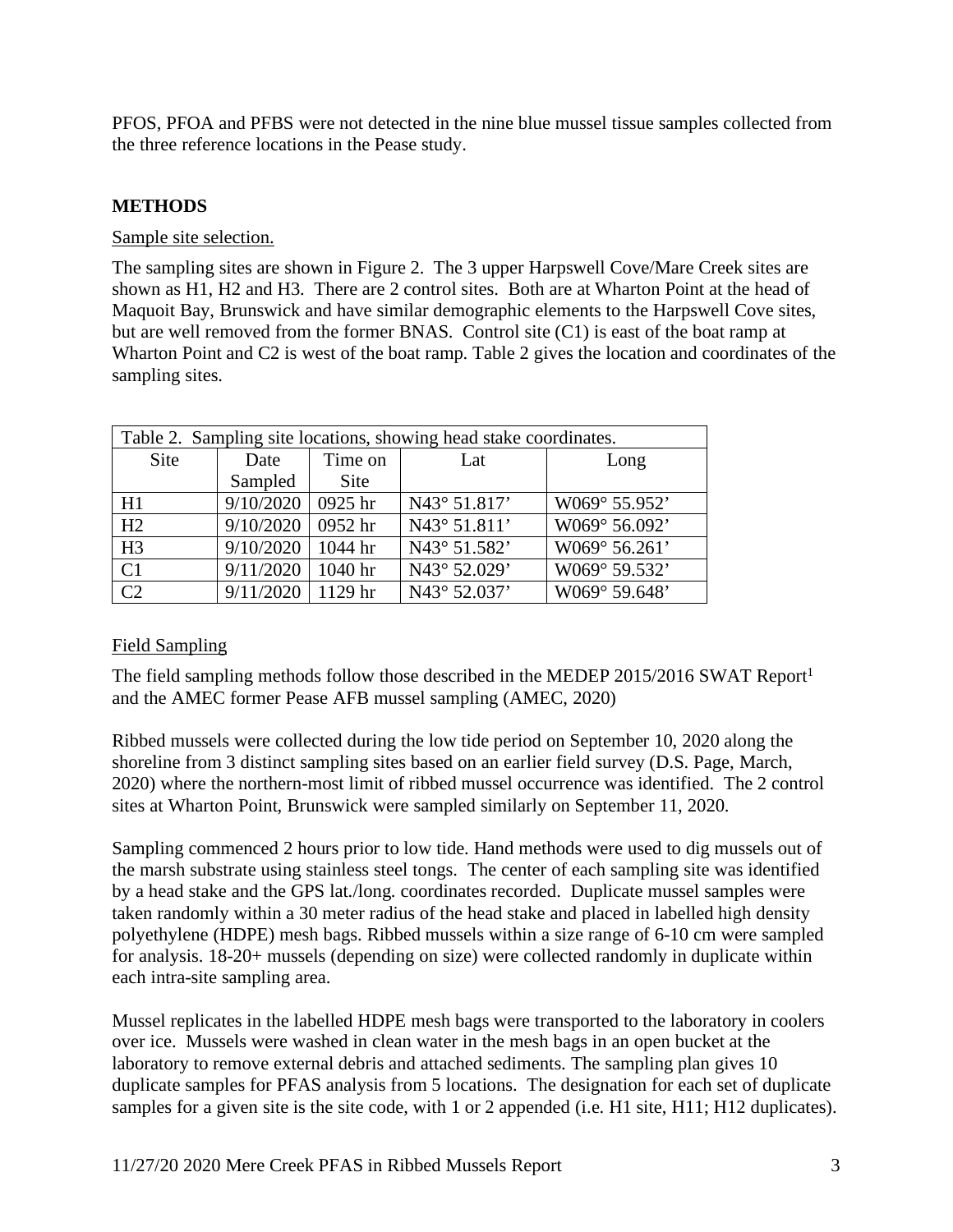PFOS, PFOA and PFBS were not detected in the nine blue mussel tissue samples collected from the three reference locations in the Pease study.

## METHODS

Sample site selection.

The sampling sites are shown in Figure 2. The 3 upper Harpswell Cove/Mare Creek sites are shown as H1, H2 and H3. There are 2 control sites. Both are at Wharton Point at the head of Maquoit Bay, Brunswick and have similar demographic elements to the Harpswell Cove sites, but are well removed from the former BNAS. Control site (C1) is east of the boat ramp at Wharton Point and C2 is west of the boat ramp. Table 2 gives the location and coordinates of the sampling sites.

Table 2. Sampling site locations, showing head stake coordinates.

| Site | Date Sampled | Time on Site | Lat | Long |
|---|---|---|---|---|
| H1 | 9/10/2020 | 0925 hr | N43° 51.817’ | W069° 55.952’ |
| H2 | 9/10/2020 | 0952 hr | N43° 51.811’ | W069° 56.092’ |
| H3 | 9/10/2020 | 1044 hr | N43° 51.582’ | W069° 56.261’ |
| C1 | 9/11/2020 | 1040 hr | N43° 52.029’ | W069° 59.532’ |
| C2 | 9/11/2020 | 1129 hr | N43° 52.037’ | W069° 59.648’ |

Field Sampling

The field sampling methods follow those described in the MEDEP 2015/2016 SWAT Report[1] and the AMEC former Pease AFB mussel sampling (AMEC, 2020)

Ribbed mussels were collected during the low tide period on September 10, 2020 along the shoreline from 3 distinct sampling sites based on an earlier field survey (D.S. Page, March, 2020) where the northern-most limit of ribbed mussel occurrence was identified. The 2 control sites at Wharton Point, Brunswick were sampled similarly on September 11, 2020.

Sampling commenced 2 hours prior to low tide. Hand methods were used to dig mussels out of the marsh substrate using stainless steel tongs. The center of each sampling site was identified by a head stake and the GPS lat./long. coordinates recorded. Duplicate mussel samples were taken randomly within a 30 meter radius of the head stake and placed in labelled high density polyethylene (HDPE) mesh bags. Ribbed mussels within a size range of 6-10 cm were sampled for analysis. 18-20+ mussels (depending on size) were collected randomly in duplicate within each intra-site sampling area.

Mussel replicates in the labelled HDPE mesh bags were transported to the laboratory in coolers over ice. Mussels were washed in clean water in the mesh bags in an open bucket at the laboratory to remove external debris and attached sediments. The sampling plan gives 10 duplicate samples for PFAS analysis from 5 locations. The designation for each set of duplicate samples for a given site is the site code, with 1 or 2 appended (i.e. H1 site, H11; H12 duplicates).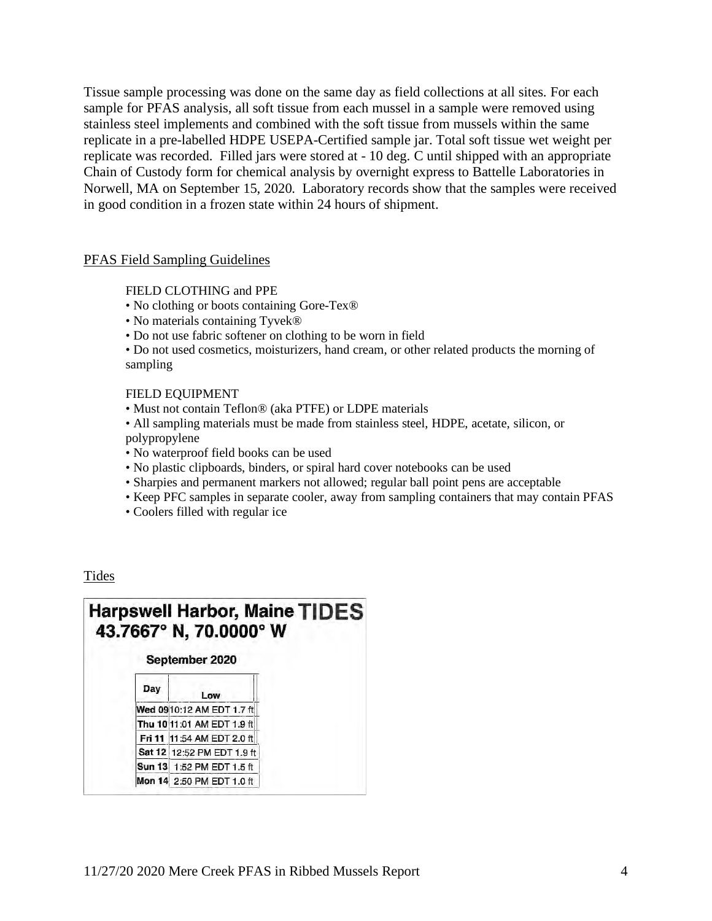Tissue sample processing was done on the same day as field collections at all sites. For each sample for PFAS analysis, all soft tissue from each mussel in a sample were removed using stainless steel implements and combined with the soft tissue from mussels within the same replicate in a pre-labelled HDPE USEPA-Certified sample jar. Total soft tissue wet weight per replicate was recorded. Filled jars were stored at - 10 deg. C until shipped with an appropriate Chain of Custody form for chemical analysis by overnight express to Battelle Laboratories in Norwell, MA on September 15, 2020. Laboratory records show that the samples were received in good condition in a frozen state within 24 hours of shipment.

PFAS Field Sampling Guidelines

FIELD CLOTHING and PPE

- No clothing or boots containing Gore-Tex®
- No materials containing Tyvek®
- Do not use fabric softener on clothing to be worn in field
- Do not used cosmetics, moisturizers, hand cream, or other related products the morning of sampling

FIELD EQUIPMENT

- Must not contain Teflon® (aka PTFE) or LDPE materials
- All sampling materials must be made from stainless steel, HDPE, acetate, silicon, or polypropylene
- No waterproof field books can be used
- No plastic clipboards, binders, or spiral hard cover notebooks can be used
- Sharpies and permanent markers not allowed; regular ball point pens are acceptable
- Keep PFC samples in separate cooler, away from sampling containers that may contain PFAS
- Coolers filled with regular ice

Tides

**Harpswell Harbor, Maine TIDES**
**43.7667° N, 70.0000° W**

**September 2020**

| Day | Low |
|---|---|
| Wed 09 | 10:12 AM EDT 1.7 ft |
| Thu 10 | 11:01 AM EDT 1.9 ft |
| Fri 11 | 11:54 AM EDT 2.0 ft |
| Sat 12 | 12:52 PM EDT 1.9 ft |
| Sun 13 | 1:52 PM EDT 1.5 ft |
| Mon 14 | 2:50 PM EDT 1.0 ft |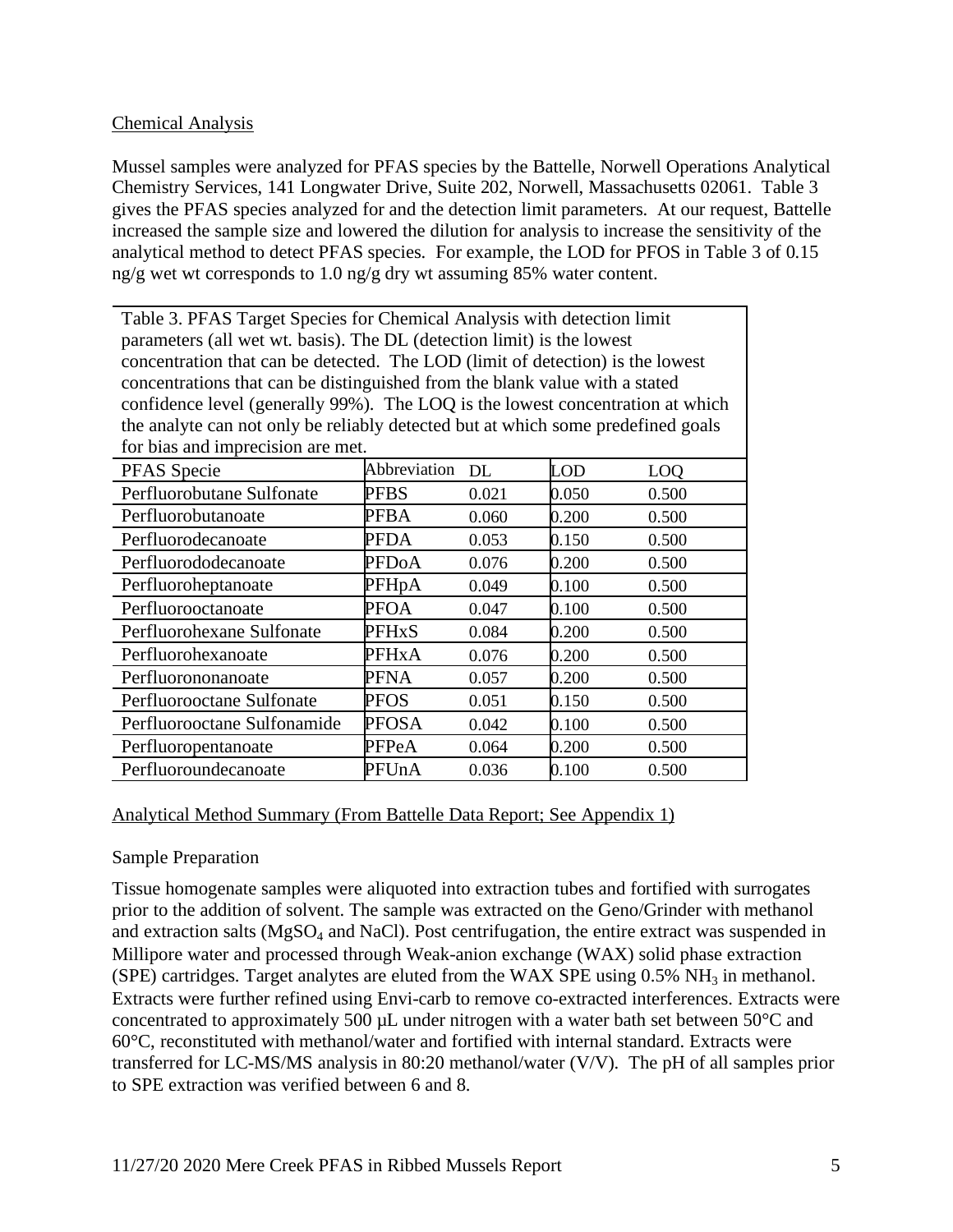Chemical Analysis

Mussel samples were analyzed for PFAS species by the Battelle, Norwell Operations Analytical Chemistry Services, 141 Longwater Drive, Suite 202, Norwell, Massachusetts 02061. Table 3 gives the PFAS species analyzed for and the detection limit parameters. At our request, Battelle increased the sample size and lowered the dilution for analysis to increase the sensitivity of the analytical method to detect PFAS species. For example, the LOD for PFOS in Table 3 of 0.15 ng/g wet wt corresponds to 1.0 ng/g dry wt assuming 85% water content.

Table 3. PFAS Target Species for Chemical Analysis with detection limit parameters (all wet wt. basis). The DL (detection limit) is the lowest concentration that can be detected. The LOD (limit of detection) is the lowest concentrations that can be distinguished from the blank value with a stated confidence level (generally 99%). The LOQ is the lowest concentration at which the analyte can not only be reliably detected but at which some predefined goals for bias and imprecision are met.

| PFAS Specie | Abbreviation | DL | LOD | LOQ |
|---|---|---|---|---|
| Perfluorobutane Sulfonate | PFBS | 0.021 | 0.050 | 0.500 |
| Perfluorobutanoate | PFBA | 0.060 | 0.200 | 0.500 |
| Perfluorodecanoate | PFDA | 0.053 | 0.150 | 0.500 |
| Perfluorododecanoate | PFDoA | 0.076 | 0.200 | 0.500 |
| Perfluoroheptanoate | PFHpA | 0.049 | 0.100 | 0.500 |
| Perfluorooctanoate | PFOA | 0.047 | 0.100 | 0.500 |
| Perfluorohexane Sulfonate | PFHxS | 0.084 | 0.200 | 0.500 |
| Perfluorohexanoate | PFHxA | 0.076 | 0.200 | 0.500 |
| Perfluorononanoate | PFNA | 0.057 | 0.200 | 0.500 |
| Perfluorooctane Sulfonate | PFOS | 0.051 | 0.150 | 0.500 |
| Perfluorooctane Sulfonamide | PFOSA | 0.042 | 0.100 | 0.500 |
| Perfluoropentanoate | PFPeA | 0.064 | 0.200 | 0.500 |
| Perfluoroundecanoate | PFUnA | 0.036 | 0.100 | 0.500 |

Analytical Method Summary (From Battelle Data Report; See Appendix 1)

Sample Preparation

Tissue homogenate samples were aliquoted into extraction tubes and fortified with surrogates prior to the addition of solvent. The sample was extracted on the Geno/Grinder with methanol and extraction salts ($MgSO_4$ and NaCl). Post centrifugation, the entire extract was suspended in Millipore water and processed through Weak-anion exchange (WAX) solid phase extraction (SPE) cartridges. Target analytes are eluted from the WAX SPE using 0.5% $NH_3$ in methanol. Extracts were further refined using Envi-carb to remove co-extracted interferences. Extracts were concentrated to approximately 500 µL under nitrogen with a water bath set between 50°C and 60°C, reconstituted with methanol/water and fortified with internal standard. Extracts were transferred for LC-MS/MS analysis in 80:20 methanol/water (V/V). The pH of all samples prior to SPE extraction was verified between 6 and 8.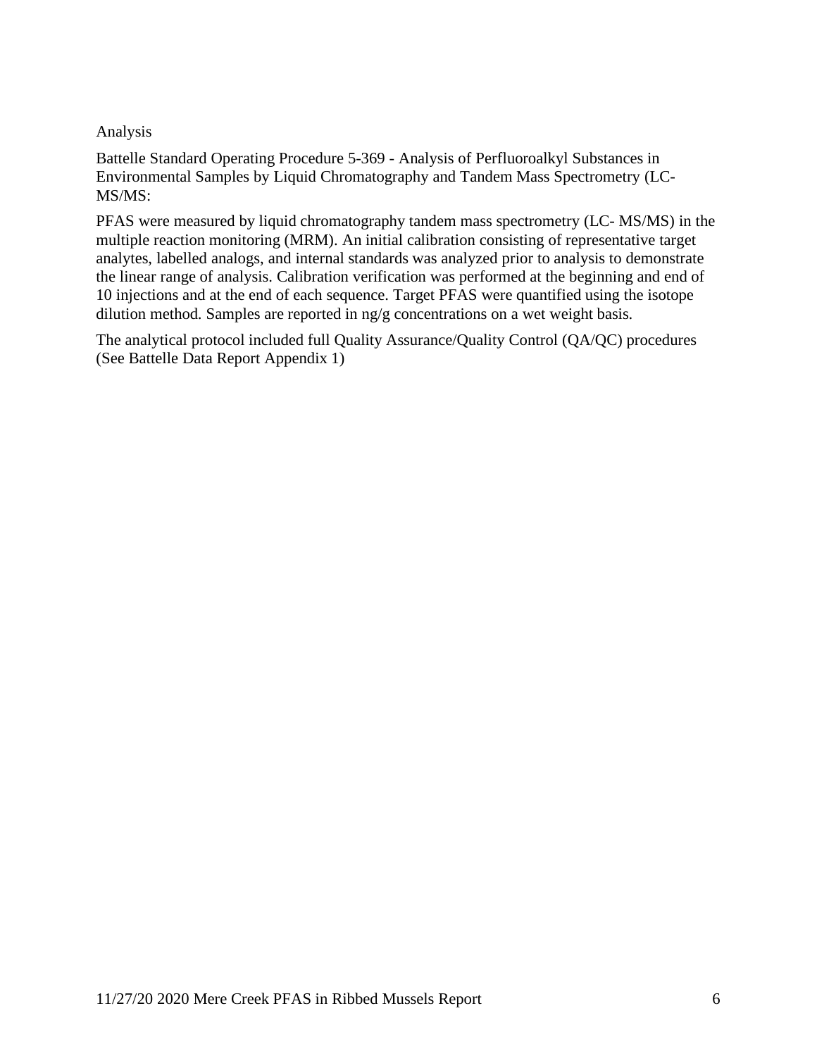## Analysis

Battelle Standard Operating Procedure 5-369 - Analysis of Perfluoroalkyl Substances in Environmental Samples by Liquid Chromatography and Tandem Mass Spectrometry (LC-MS/MS:

PFAS were measured by liquid chromatography tandem mass spectrometry (LC- MS/MS) in the multiple reaction monitoring (MRM). An initial calibration consisting of representative target analytes, labelled analogs, and internal standards was analyzed prior to analysis to demonstrate the linear range of analysis. Calibration verification was performed at the beginning and end of 10 injections and at the end of each sequence. Target PFAS were quantified using the isotope dilution method. Samples are reported in ng/g concentrations on a wet weight basis.

The analytical protocol included full Quality Assurance/Quality Control (QA/QC) procedures (See Battelle Data Report Appendix 1)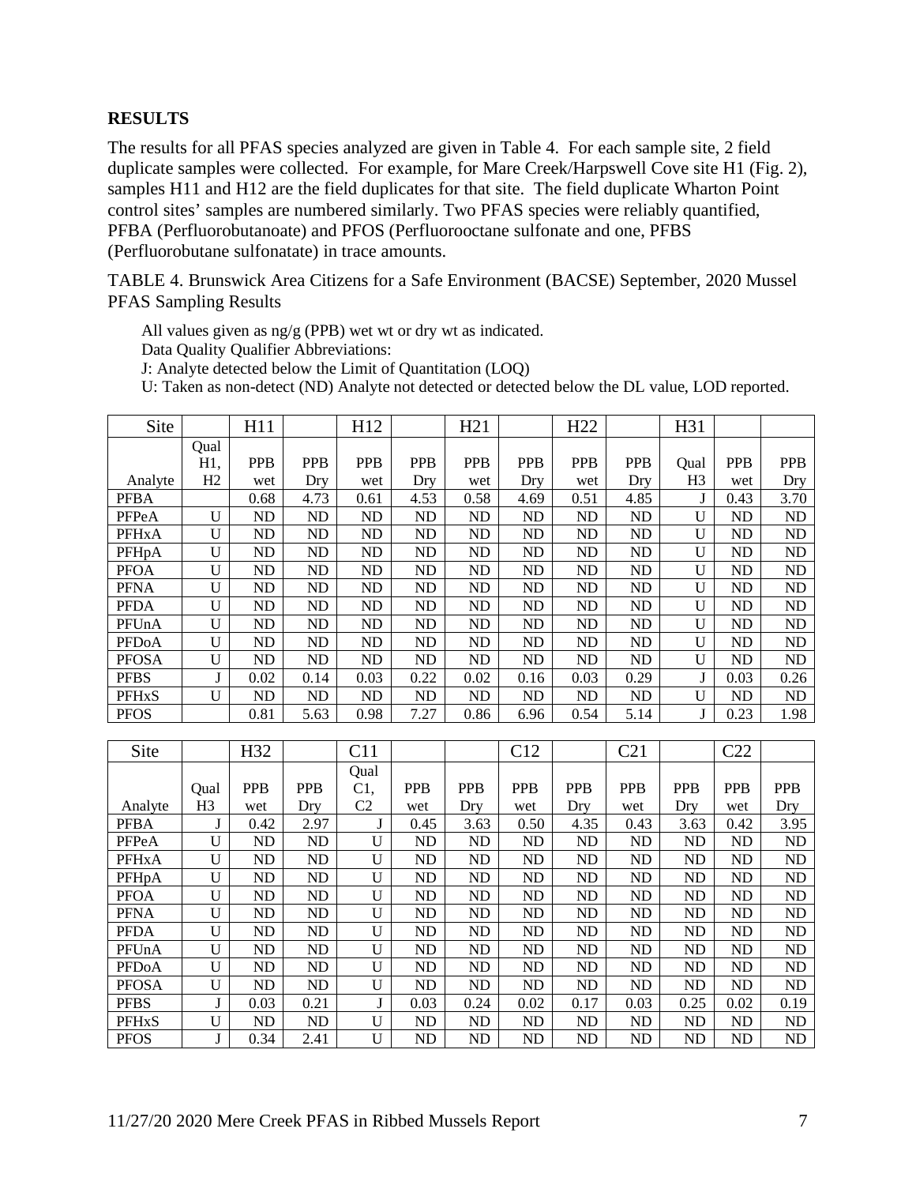**RESULTS**

The results for all PFAS species analyzed are given in Table 4. For each sample site, 2 field duplicate samples were collected. For example, for Mare Creek/Harpswell Cove site H1 (Fig. 2), samples H11 and H12 are the field duplicates for that site. The field duplicate Wharton Point control sites' samples are numbered similarly. Two PFAS species were reliably quantified, PFBA (Perfluorobutanoate) and PFOS (Perfluorooctane sulfonate and one, PFBS (Perfluorobutane sulfonatate) in trace amounts.

TABLE 4. Brunswick Area Citizens for a Safe Environment (BACSE) September, 2020 Mussel PFAS Sampling Results

All values given as ng/g (PPB) wet wt or dry wt as indicated.
Data Quality Qualifier Abbreviations:
J: Analyte detected below the Limit of Quantitation (LOQ)
U: Taken as non-detect (ND) Analyte not detected or detected below the DL value, LOD reported.

| Site | | H11 | | H12 | | H21 | | H22 | | H31 | | |
|---|---|---|---|---|---|---|---|---|---|---|---|---|
| Analyte | Qual H1, H2 | PPB wet | PPB Dry | PPB wet | PPB Dry | PPB wet | PPB Dry | PPB wet | PPB Dry | Qual H3 | PPB wet | PPB Dry |
| PFBA | | 0.68 | 4.73 | 0.61 | 4.53 | 0.58 | 4.69 | 0.51 | 4.85 | J | 0.43 | 3.70 |
| PFPeA | U | ND | ND | ND | ND | ND | ND | ND | ND | U | ND | ND |
| PFHxA | U | ND | ND | ND | ND | ND | ND | ND | ND | U | ND | ND |
| PFHpA | U | ND | ND | ND | ND | ND | ND | ND | ND | U | ND | ND |
| PFOA | U | ND | ND | ND | ND | ND | ND | ND | ND | U | ND | ND |
| PFNA | U | ND | ND | ND | ND | ND | ND | ND | ND | U | ND | ND |
| PFDA | U | ND | ND | ND | ND | ND | ND | ND | ND | U | ND | ND |
| PFUnA | U | ND | ND | ND | ND | ND | ND | ND | ND | U | ND | ND |
| PFDoA | U | ND | ND | ND | ND | ND | ND | ND | ND | U | ND | ND |
| PFOSA | U | ND | ND | ND | ND | ND | ND | ND | ND | U | ND | ND |
| PFBS | J | 0.02 | 0.14 | 0.03 | 0.22 | 0.02 | 0.16 | 0.03 | 0.29 | J | 0.03 | 0.26 |
| PFHxS | U | ND | ND | ND | ND | ND | ND | ND | ND | U | ND | ND |
| PFOS | | 0.81 | 5.63 | 0.98 | 7.27 | 0.86 | 6.96 | 0.54 | 5.14 | J | 0.23 | 1.98 |

| Site | | H32 | | C11 | | | C12 | | C21 | | C22 | |
|---|---|---|---|---|---|---|---|---|---|---|---|---|
| Analyte | Qual H3 | PPB wet | PPB Dry | Qual C1, C2 | PPB wet | PPB Dry | PPB wet | PPB Dry | PPB wet | PPB Dry | PPB wet | PPB Dry |
| PFBA | J | 0.42 | 2.97 | J | 0.45 | 3.63 | 0.50 | 4.35 | 0.43 | 3.63 | 0.42 | 3.95 |
| PFPeA | U | ND | ND | U | ND | ND | ND | ND | ND | ND | ND | ND |
| PFHxA | U | ND | ND | U | ND | ND | ND | ND | ND | ND | ND | ND |
| PFHpA | U | ND | ND | U | ND | ND | ND | ND | ND | ND | ND | ND |
| PFOA | U | ND | ND | U | ND | ND | ND | ND | ND | ND | ND | ND |
| PFNA | U | ND | ND | U | ND | ND | ND | ND | ND | ND | ND | ND |
| PFDA | U | ND | ND | U | ND | ND | ND | ND | ND | ND | ND | ND |
| PFUnA | U | ND | ND | U | ND | ND | ND | ND | ND | ND | ND | ND |
| PFDoA | U | ND | ND | U | ND | ND | ND | ND | ND | ND | ND | ND |
| PFOSA | U | ND | ND | U | ND | ND | ND | ND | ND | ND | ND | ND |
| PFBS | J | 0.03 | 0.21 | J | 0.03 | 0.24 | 0.02 | 0.17 | 0.03 | 0.25 | 0.02 | 0.19 |
| PFHxS | U | ND | ND | U | ND | ND | ND | ND | ND | ND | ND | ND |
| PFOS | J | 0.34 | 2.41 | U | ND | ND | ND | ND | ND | ND | ND | ND |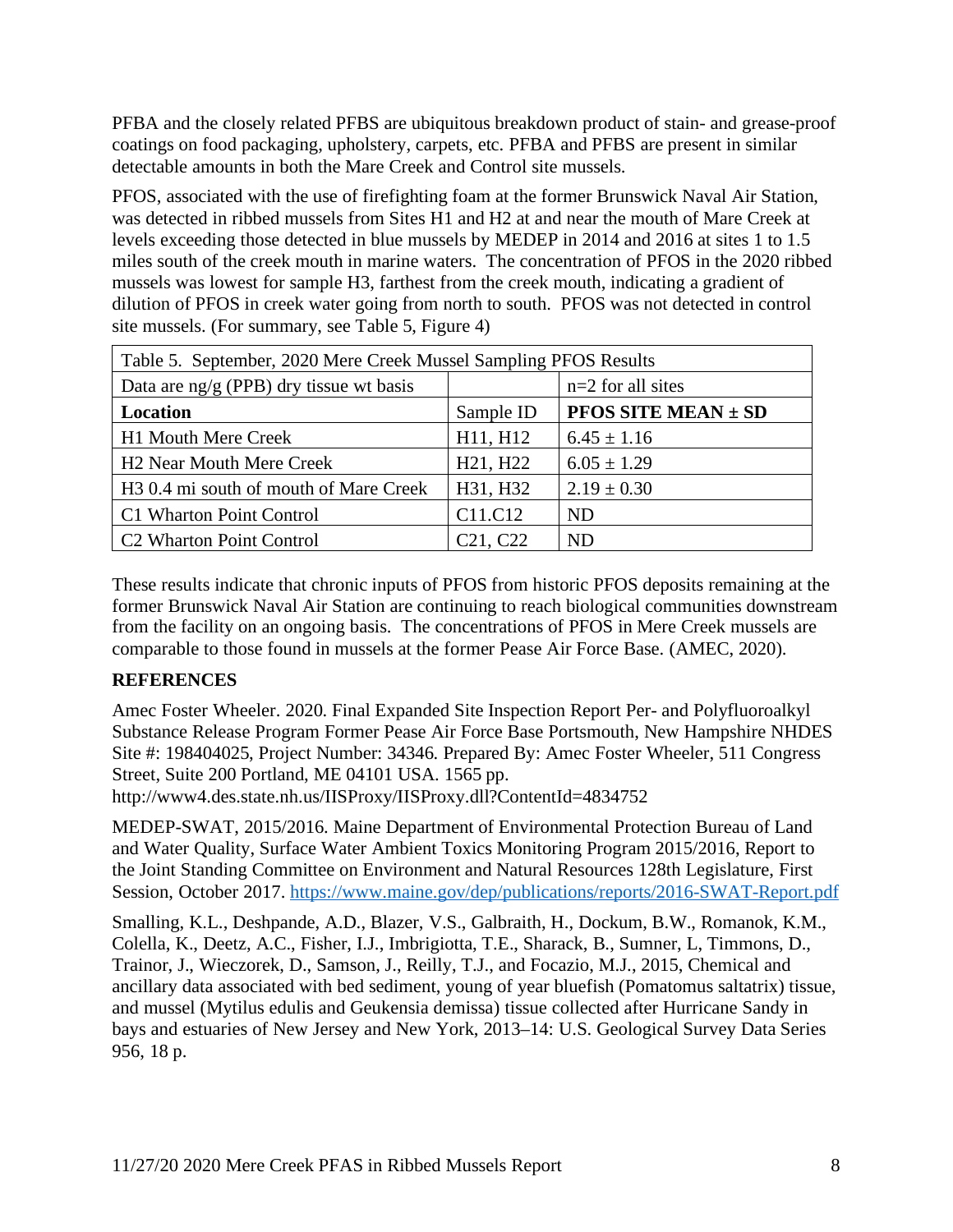PFBA and the closely related PFBS are ubiquitous breakdown product of stain- and grease-proof coatings on food packaging, upholstery, carpets, etc. PFBA and PFBS are present in similar detectable amounts in both the Mare Creek and Control site mussels.

PFOS, associated with the use of firefighting foam at the former Brunswick Naval Air Station, was detected in ribbed mussels from Sites H1 and H2 at and near the mouth of Mare Creek at levels exceeding those detected in blue mussels by MEDEP in 2014 and 2016 at sites 1 to 1.5 miles south of the creek mouth in marine waters. The concentration of PFOS in the 2020 ribbed mussels was lowest for sample H3, farthest from the creek mouth, indicating a gradient of dilution of PFOS in creek water going from north to south. PFOS was not detected in control site mussels. (For summary, see Table 5, Figure 4)

| Table 5. September, 2020 Mere Creek Mussel Sampling PFOS Results | | |
|---|---|---|
| Data are ng/g (PPB) dry tissue wt basis | | n=2 for all sites |
| **Location** | Sample ID | **PFOS SITE MEAN ± SD** |
| H1 Mouth Mere Creek | H11, H12 | 6.45 ± 1.16 |
| H2 Near Mouth Mere Creek | H21, H22 | 6.05 ± 1.29 |
| H3 0.4 mi south of mouth of Mare Creek | H31, H32 | 2.19 ± 0.30 |
| C1 Wharton Point Control | C11.C12 | ND |
| C2 Wharton Point Control | C21, C22 | ND |

These results indicate that chronic inputs of PFOS from historic PFOS deposits remaining at the former Brunswick Naval Air Station are continuing to reach biological communities downstream from the facility on an ongoing basis. The concentrations of PFOS in Mere Creek mussels are comparable to those found in mussels at the former Pease Air Force Base. (AMEC, 2020).

**REFERENCES**

Amec Foster Wheeler. 2020. Final Expanded Site Inspection Report Per- and Polyfluoroalkyl Substance Release Program Former Pease Air Force Base Portsmouth, New Hampshire NHDES Site #: 198404025, Project Number: 34346. Prepared By: Amec Foster Wheeler, 511 Congress Street, Suite 200 Portland, ME 04101 USA. 1565 pp. http://www4.des.state.nh.us/IISProxy/IISProxy.dll?ContentId=4834752

MEDEP-SWAT, 2015/2016. Maine Department of Environmental Protection Bureau of Land and Water Quality, Surface Water Ambient Toxics Monitoring Program 2015/2016, Report to the Joint Standing Committee on Environment and Natural Resources 128th Legislature, First Session, October 2017. https://www.maine.gov/dep/publications/reports/2016-SWAT-Report.pdf

Smalling, K.L., Deshpande, A.D., Blazer, V.S., Galbraith, H., Dockum, B.W., Romanok, K.M., Colella, K., Deetz, A.C., Fisher, I.J., Imbrigiotta, T.E., Sharack, B., Sumner, L, Timmons, D., Trainor, J., Wieczorek, D., Samson, J., Reilly, T.J., and Focazio, M.J., 2015, Chemical and ancillary data associated with bed sediment, young of year bluefish (Pomatomus saltatrix) tissue, and mussel (Mytilus edulis and Geukensia demissa) tissue collected after Hurricane Sandy in bays and estuaries of New Jersey and New York, 2013–14: U.S. Geological Survey Data Series 956, 18 p.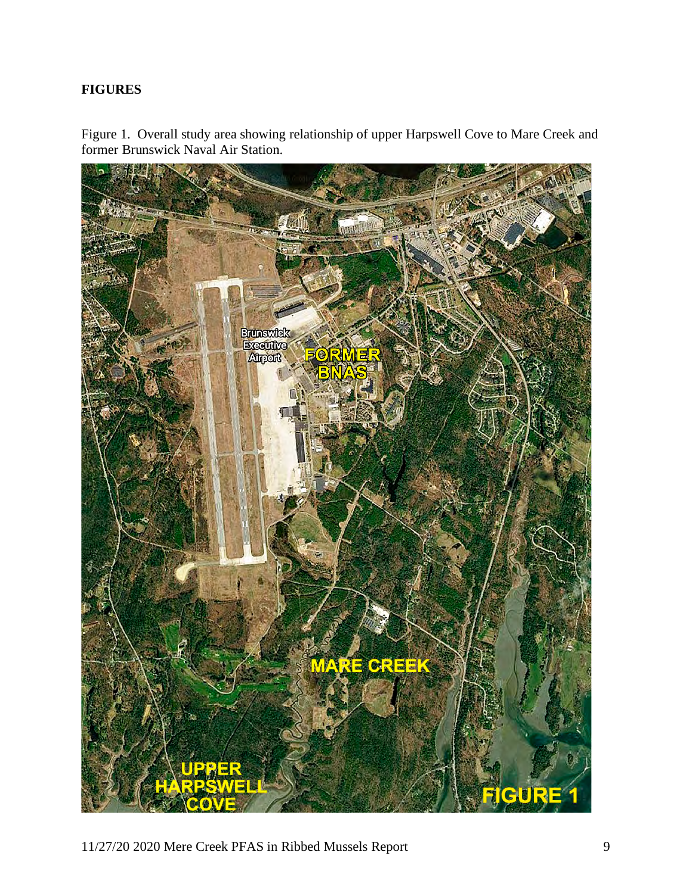## FIGURES

Figure 1. Overall study area showing relationship of upper Harpswell Cove to Mare Creek and former Brunswick Naval Air Station.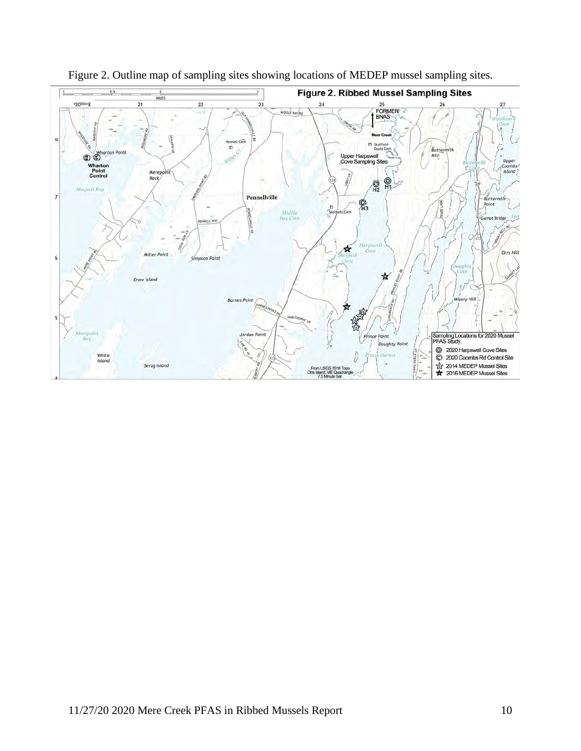Figure 2. Outline map of sampling sites showing locations of MEDEP mussel sampling sites.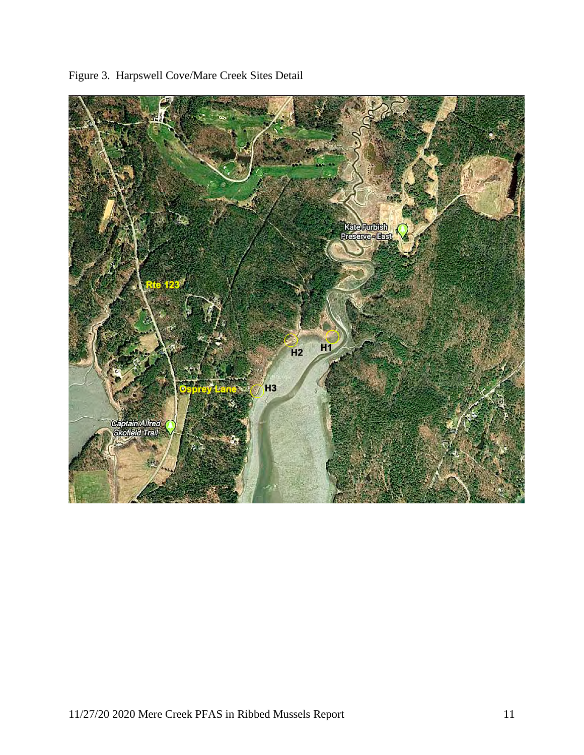Figure 3. Harpswell Cove/Mare Creek Sites Detail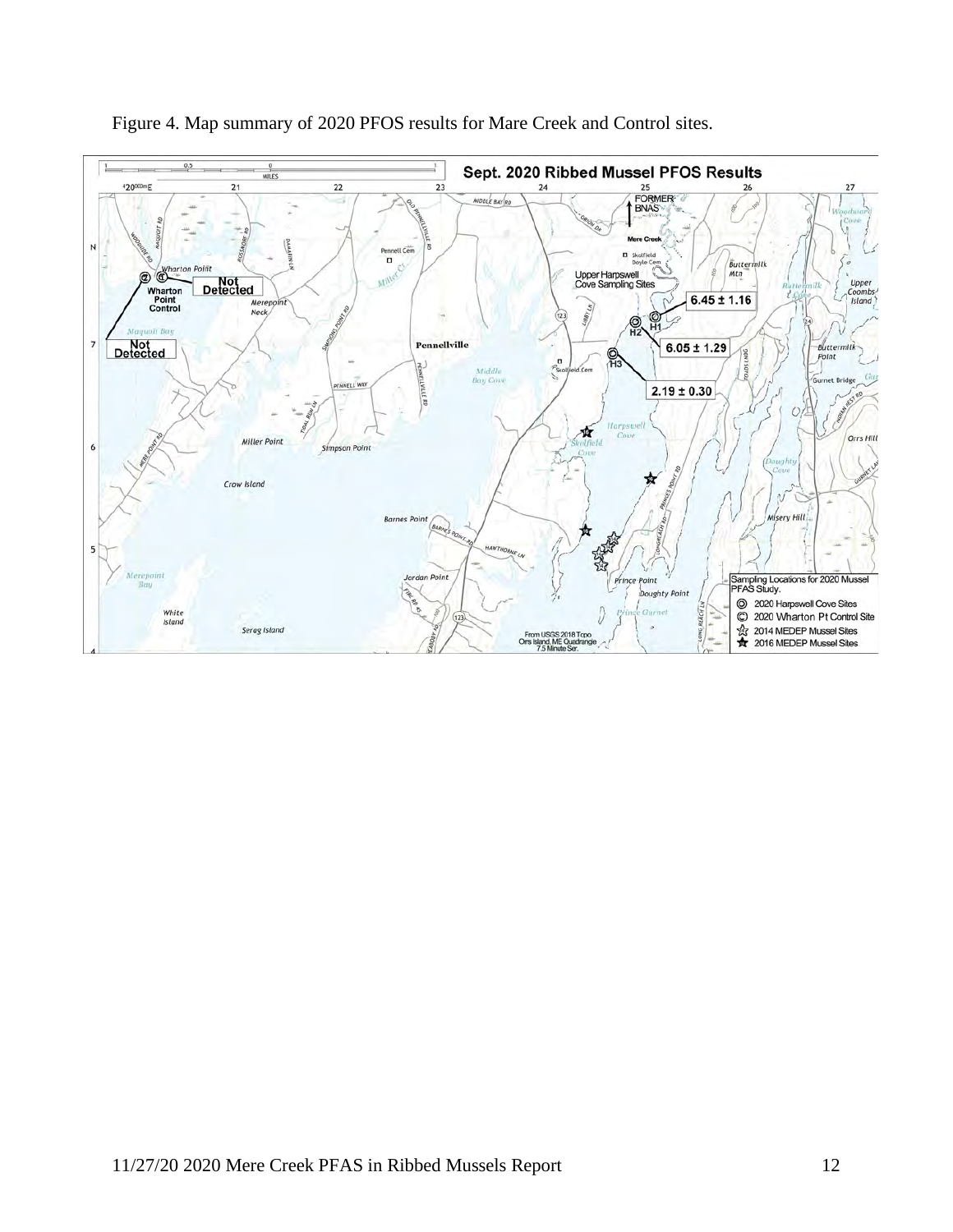Figure 4. Map summary of 2020 PFOS results for Mare Creek and Control sites.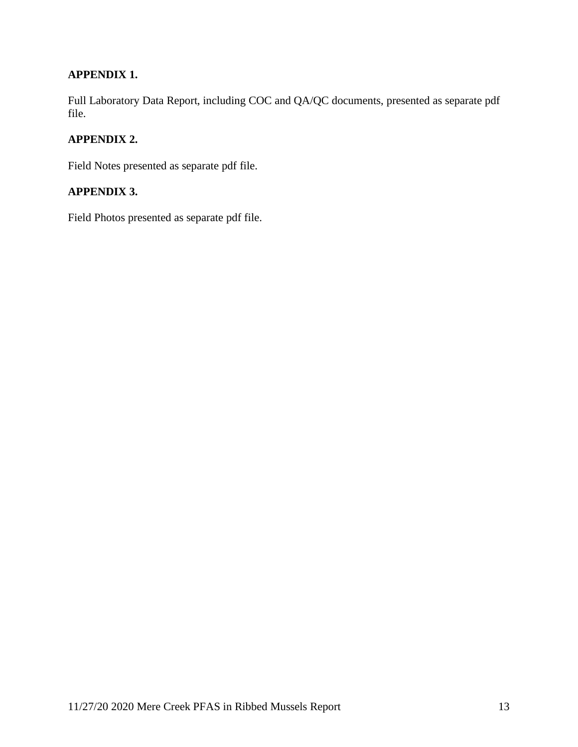**APPENDIX 1.**

Full Laboratory Data Report, including COC and QA/QC documents, presented as separate pdf file.

**APPENDIX 2.**

Field Notes presented as separate pdf file.

**APPENDIX 3.**

Field Photos presented as separate pdf file.